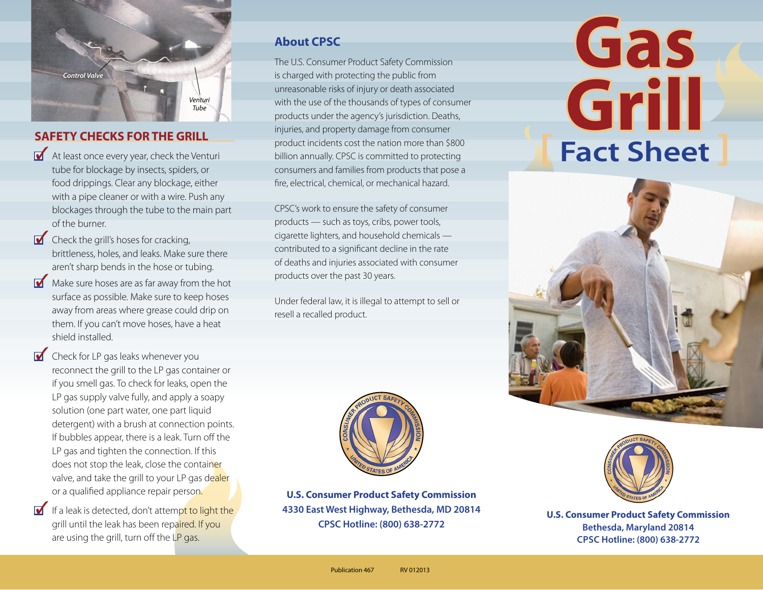Control Valve

Venturi Tube

## SAFETY CHECKS FOR THE GRILL

- At least once every year, check the Venturi tube for blockage by insects, spiders, or food drippings. Clear any blockage, either with a pipe cleaner or with a wire. Push any blockages through the tube to the main part of the burner.
- Check the grill's hoses for cracking, brittleness, holes, and leaks. Make sure there aren't sharp bends in the hose or tubing.
- Make sure hoses are as far away from the hot surface as possible. Make sure to keep hoses away from areas where grease could drip on them. If you can't move hoses, have a heat shield installed.
- Check for LP gas leaks whenever you reconnect the grill to the LP gas container or if you smell gas. To check for leaks, open the LP gas supply valve fully, and apply a soapy solution (one part water, one part liquid detergent) with a brush at connection points. If bubbles appear, there is a leak. Turn off the LP gas and tighten the connection. If this does not stop the leak, close the container valve, and take the grill to your LP gas dealer or a qualified appliance repair person.
- If a leak is detected, don't attempt to light the grill until the leak has been repaired. If you are using the grill, turn off the LP gas.

## About CPSC

The U.S. Consumer Product Safety Commission is charged with protecting the public from unreasonable risks of injury or death associated with the use of the thousands of types of consumer products under the agency's jurisdiction. Deaths, injuries, and property damage from consumer product incidents cost the nation more than $800 billion annually. CPSC is committed to protecting consumers and families from products that pose a fire, electrical, chemical, or mechanical hazard.

CPSC's work to ensure the safety of consumer products — such as toys, cribs, power tools, cigarette lighters, and household chemicals — contributed to a significant decline in the rate of deaths and injuries associated with consumer products over the past 30 years.

Under federal law, it is illegal to attempt to sell or resell a recalled product.

**U.S. Consumer Product Safety Commission**
**4330 East West Highway, Bethesda, MD 20814**
**CPSC Hotline: (800) 638-2772**

Publication 467 RV 012013

# Gas Grill
## [ Fact Sheet ]

**U.S. Consumer Product Safety Commission**
**Bethesda, Maryland 20814**
**CPSC Hotline: (800) 638-2772**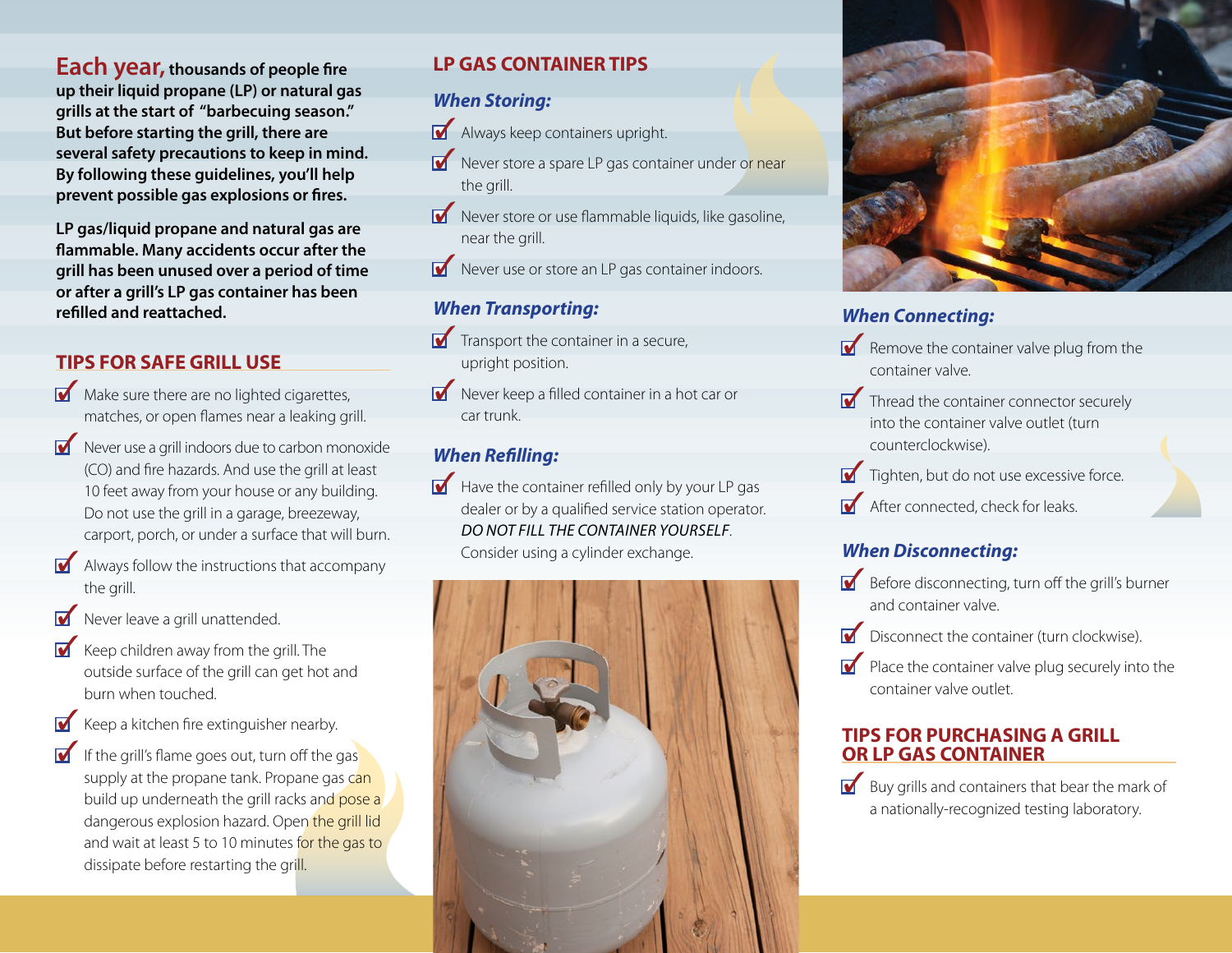**Each year,** thousands of people fire up their liquid propane (LP) or natural gas grills at the start of "barbecuing season." But before starting the grill, there are several safety precautions to keep in mind. By following these guidelines, you'll help prevent possible gas explosions or fires.

**LP gas/liquid propane and natural gas are flammable. Many accidents occur after the grill has been unused over a period of time or after a grill's LP gas container has been refilled and reattached.**

## TIPS FOR SAFE GRILL USE

- Make sure there are no lighted cigarettes, matches, or open flames near a leaking grill.
- Never use a grill indoors due to carbon monoxide (CO) and fire hazards. And use the grill at least 10 feet away from your house or any building. Do not use the grill in a garage, breezeway, carport, porch, or under a surface that will burn.
- Always follow the instructions that accompany the grill.
- Never leave a grill unattended.
- Keep children away from the grill. The outside surface of the grill can get hot and burn when touched.
- Keep a kitchen fire extinguisher nearby.
- If the grill's flame goes out, turn off the gas supply at the propane tank. Propane gas can build up underneath the grill racks and pose a dangerous explosion hazard. Open the grill lid and wait at least 5 to 10 minutes for the gas to dissipate before restarting the grill.

## LP GAS CONTAINER TIPS

### *When Storing:*

- Always keep containers upright.
- Never store a spare LP gas container under or near the grill.
- Never store or use flammable liquids, like gasoline, near the grill.
- Never use or store an LP gas container indoors.

### *When Transporting:*

- Transport the container in a secure, upright position.
- Never keep a filled container in a hot car or car trunk.

### *When Refilling:*

- Have the container refilled only by your LP gas dealer or by a qualified service station operator. *DO NOT FILL THE CONTAINER YOURSELF*. Consider using a cylinder exchange.

### *When Connecting:*

- Remove the container valve plug from the container valve.
- Thread the container connector securely into the container valve outlet (turn counterclockwise).
- Tighten, but do not use excessive force.
- After connected, check for leaks.

### *When Disconnecting:*

- Before disconnecting, turn off the grill's burner and container valve.
- Disconnect the container (turn clockwise).
- Place the container valve plug securely into the container valve outlet.

## TIPS FOR PURCHASING A GRILL OR LP GAS CONTAINER

- Buy grills and containers that bear the mark of a nationally-recognized testing laboratory.